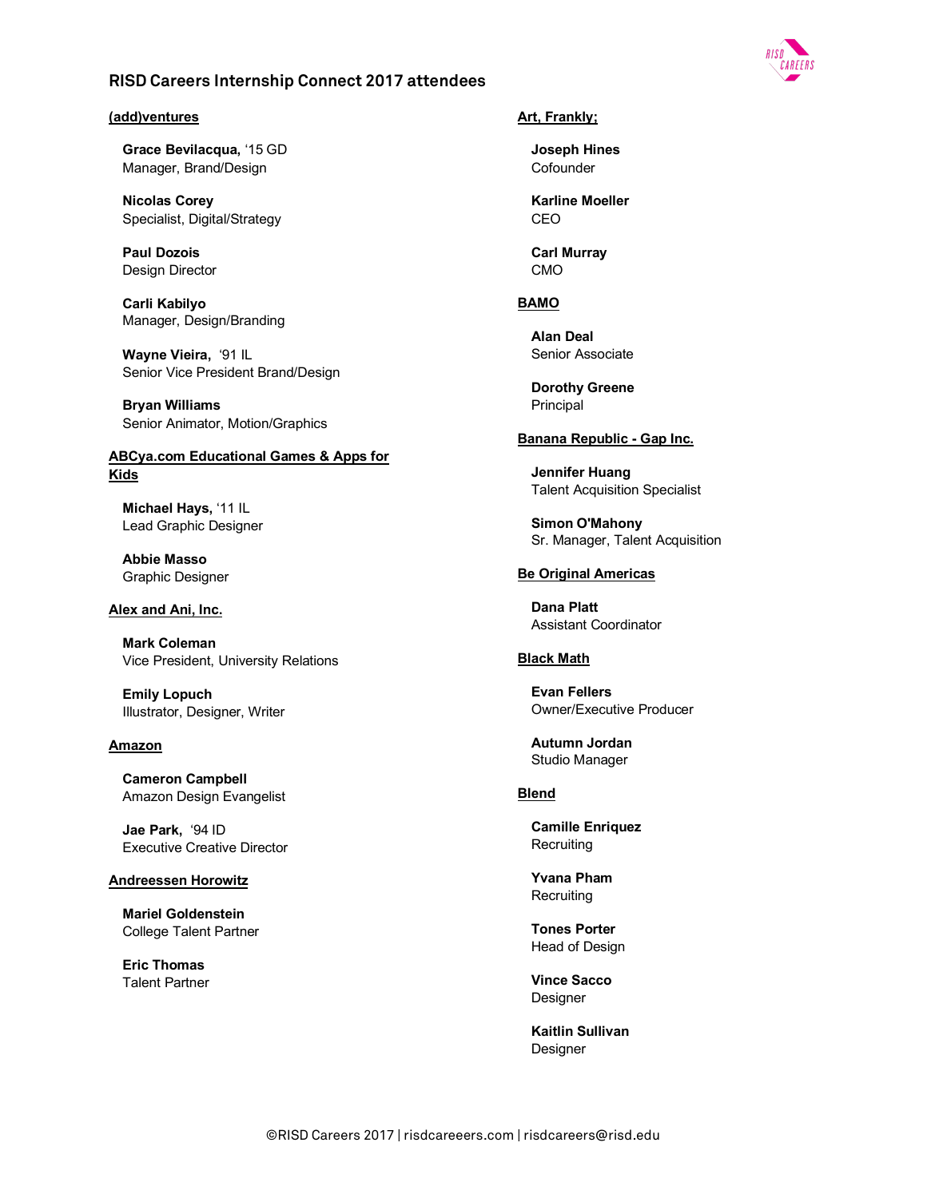# RISD Careers Internship Connect 2017 attendees

## (add)ventures

**Grace Bevilacqua,** '15 GD
Manager, Brand/Design

**Nicolas Corey**
Specialist, Digital/Strategy

**Paul Dozois**
Design Director

**Carli Kabilyo**
Manager, Design/Branding

**Wayne Vieira,** '91 IL
Senior Vice President Brand/Design

**Bryan Williams**
Senior Animator, Motion/Graphics

## ABCya.com Educational Games & Apps for Kids

**Michael Hays,** '11 IL
Lead Graphic Designer

**Abbie Masso**
Graphic Designer

## Alex and Ani, Inc.

**Mark Coleman**
Vice President, University Relations

**Emily Lopuch**
Illustrator, Designer, Writer

## Amazon

**Cameron Campbell**
Amazon Design Evangelist

**Jae Park,** '94 ID
Executive Creative Director

## Andreessen Horowitz

**Mariel Goldenstein**
College Talent Partner

**Eric Thomas**
Talent Partner

## Art, Frankly;

**Joseph Hines**
Cofounder

**Karline Moeller**
CEO

**Carl Murray**
CMO

## BAMO

**Alan Deal**
Senior Associate

**Dorothy Greene**
Principal

## Banana Republic - Gap Inc.

**Jennifer Huang**
Talent Acquisition Specialist

**Simon O'Mahony**
Sr. Manager, Talent Acquisition

## Be Original Americas

**Dana Platt**
Assistant Coordinator

## Black Math

**Evan Fellers**
Owner/Executive Producer

**Autumn Jordan**
Studio Manager

## Blend

**Camille Enriquez**
Recruiting

**Yvana Pham**
Recruiting

**Tones Porter**
Head of Design

**Vince Sacco**
Designer

**Kaitlin Sullivan**
Designer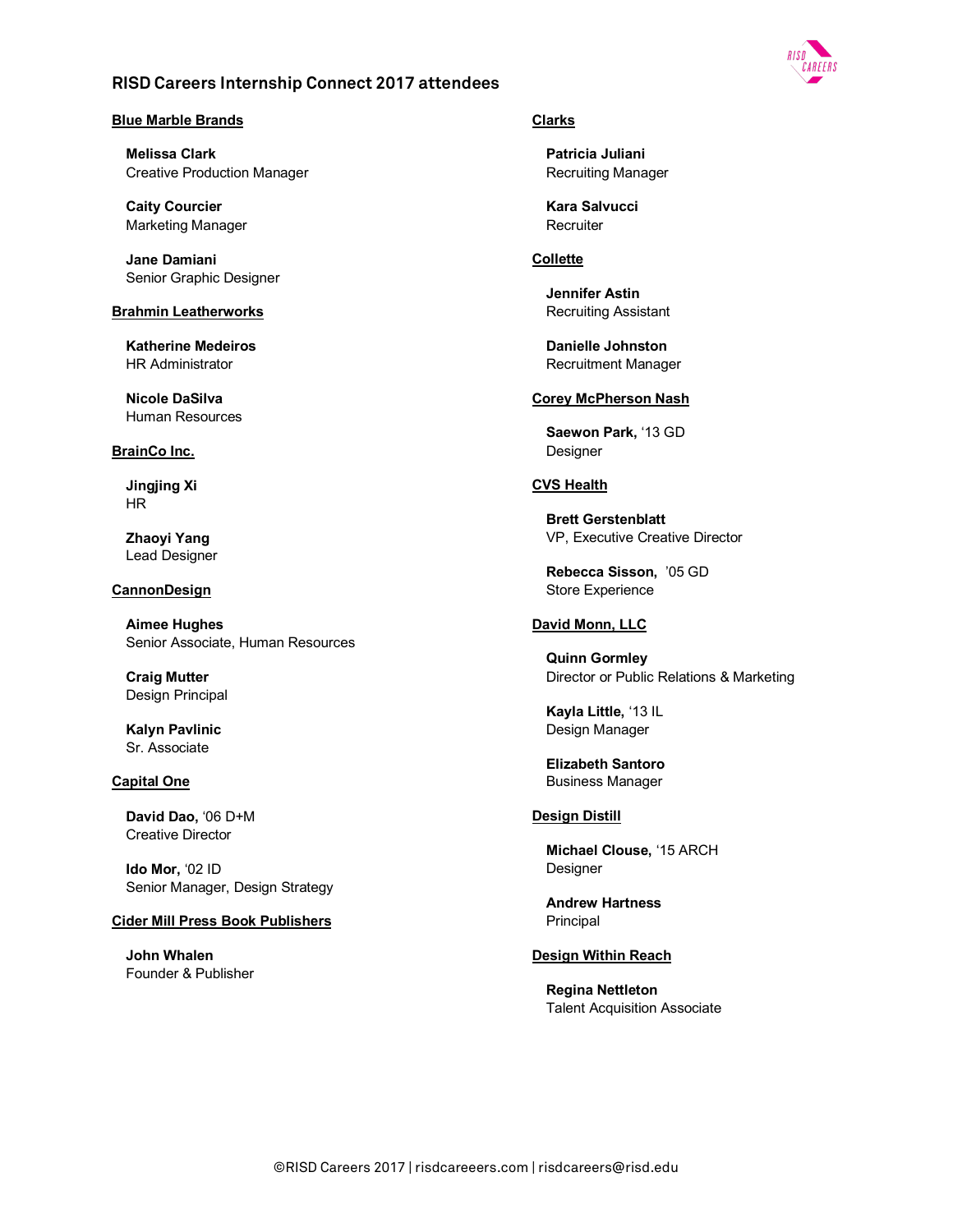## RISD Careers Internship Connect 2017 attendees

**Blue Marble Brands**

**Melissa Clark**
Creative Production Manager

**Caity Courcier**
Marketing Manager

**Jane Damiani**
Senior Graphic Designer

**Brahmin Leatherworks**

**Katherine Medeiros**
HR Administrator

**Nicole DaSilva**
Human Resources

**BrainCo Inc.**

**Jingjing Xi**
HR

**Zhaoyi Yang**
Lead Designer

**CannonDesign**

**Aimee Hughes**
Senior Associate, Human Resources

**Craig Mutter**
Design Principal

**Kalyn Pavlinic**
Sr. Associate

**Capital One**

**David Dao,** '06 D+M
Creative Director

**Ido Mor,** '02 ID
Senior Manager, Design Strategy

**Cider Mill Press Book Publishers**

**John Whalen**
Founder & Publisher

**Clarks**

**Patricia Juliani**
Recruiting Manager

**Kara Salvucci**
Recruiter

**Collette**

**Jennifer Astin**
Recruiting Assistant

**Danielle Johnston**
Recruitment Manager

**Corey McPherson Nash**

**Saewon Park,** '13 GD
Designer

**CVS Health**

**Brett Gerstenblatt**
VP, Executive Creative Director

**Rebecca Sisson,** '05 GD
Store Experience

**David Monn, LLC**

**Quinn Gormley**
Director or Public Relations & Marketing

**Kayla Little,** '13 IL
Design Manager

**Elizabeth Santoro**
Business Manager

**Design Distill**

**Michael Clouse,** '15 ARCH
Designer

**Andrew Hartness**
Principal

**Design Within Reach**

**Regina Nettleton**
Talent Acquisition Associate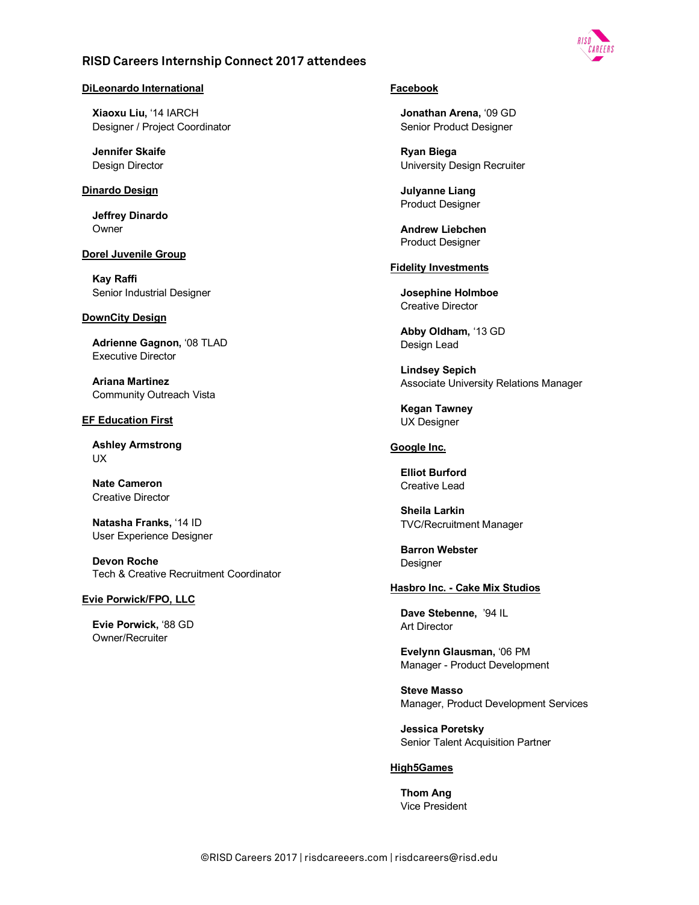## RISD Careers Internship Connect 2017 attendees

### DiLeonardo International

**Xiaoxu Liu,** '14 IARCH
Designer / Project Coordinator

**Jennifer Skaife**
Design Director

### Dinardo Design

**Jeffrey Dinardo**
Owner

### Dorel Juvenile Group

**Kay Raffi**
Senior Industrial Designer

### DownCity Design

**Adrienne Gagnon**, '08 TLAD
Executive Director

**Ariana Martinez**
Community Outreach Vista

### EF Education First

**Ashley Armstrong**
UX

**Nate Cameron**
Creative Director

**Natasha Franks,** '14 ID
User Experience Designer

**Devon Roche**
Tech & Creative Recruitment Coordinator

### Evie Porwick/FPO, LLC

**Evie Porwick,** '88 GD
Owner/Recruiter

### Facebook

**Jonathan Arena,** '09 GD
Senior Product Designer

**Ryan Biega**
University Design Recruiter

**Julyanne Liang**
Product Designer

**Andrew Liebchen**
Product Designer

### Fidelity Investments

**Josephine Holmboe**
Creative Director

**Abby Oldham,** '13 GD
Design Lead

**Lindsey Sepich**
Associate University Relations Manager

**Kegan Tawney**
UX Designer

### Google Inc.

**Elliot Burford**
Creative Lead

**Sheila Larkin**
TVC/Recruitment Manager

**Barron Webster**
Designer

### Hasbro Inc. - Cake Mix Studios

**Dave Stebenne,** '94 IL
Art Director

**Evelynn Glausman,** '06 PM
Manager - Product Development

**Steve Masso**
Manager, Product Development Services

**Jessica Poretsky**
Senior Talent Acquisition Partner

### High5Games

**Thom Ang**
Vice President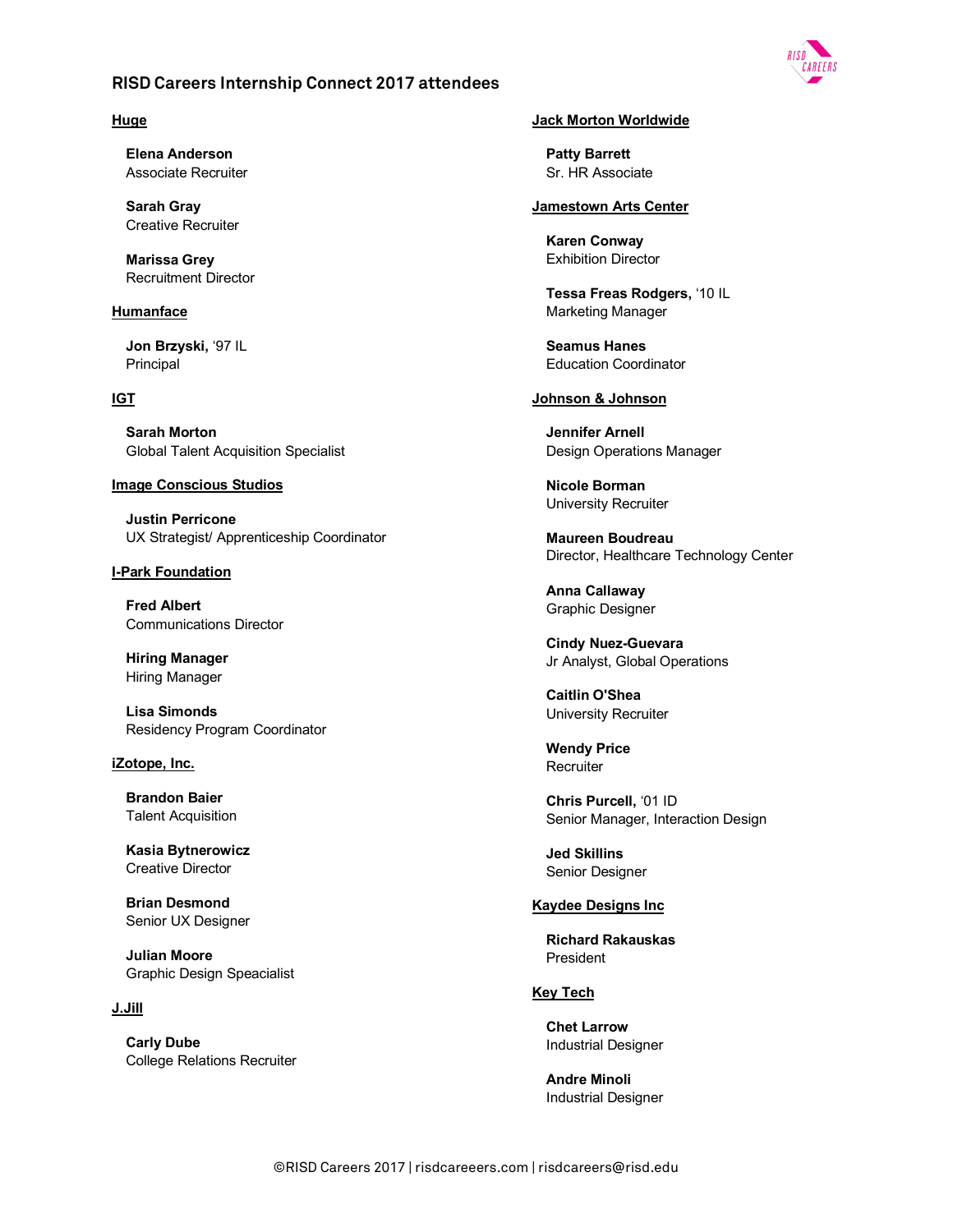## RISD Careers Internship Connect 2017 attendees

**Huge**

**Elena Anderson**
Associate Recruiter

**Sarah Gray**
Creative Recruiter

**Marissa Grey**
Recruitment Director

**Humanface**

**Jon Brzyski,** '97 IL
Principal

**IGT**

**Sarah Morton**
Global Talent Acquisition Specialist

**Image Conscious Studios**

**Justin Perricone**
UX Strategist/ Apprenticeship Coordinator

**I-Park Foundation**

**Fred Albert**
Communications Director

**Hiring Manager**
Hiring Manager

**Lisa Simonds**
Residency Program Coordinator

**iZotope, Inc.**

**Brandon Baier**
Talent Acquisition

**Kasia Bytnerowicz**
Creative Director

**Brian Desmond**
Senior UX Designer

**Julian Moore**
Graphic Design Speacialist

**J.Jill**

**Carly Dube**
College Relations Recruiter

**Jack Morton Worldwide**

**Patty Barrett**
Sr. HR Associate

**Jamestown Arts Center**

**Karen Conway**
Exhibition Director

**Tessa Freas Rodgers,** '10 IL
Marketing Manager

**Seamus Hanes**
Education Coordinator

**Johnson & Johnson**

**Jennifer Arnell**
Design Operations Manager

**Nicole Borman**
University Recruiter

**Maureen Boudreau**
Director, Healthcare Technology Center

**Anna Callaway**
Graphic Designer

**Cindy Nuez-Guevara**
Jr Analyst, Global Operations

**Caitlin O'Shea**
University Recruiter

**Wendy Price**
Recruiter

**Chris Purcell,** '01 ID
Senior Manager, Interaction Design

**Jed Skillins**
Senior Designer

**Kaydee Designs Inc**

**Richard Rakauskas**
President

**Key Tech**

**Chet Larrow**
Industrial Designer

**Andre Minoli**
Industrial Designer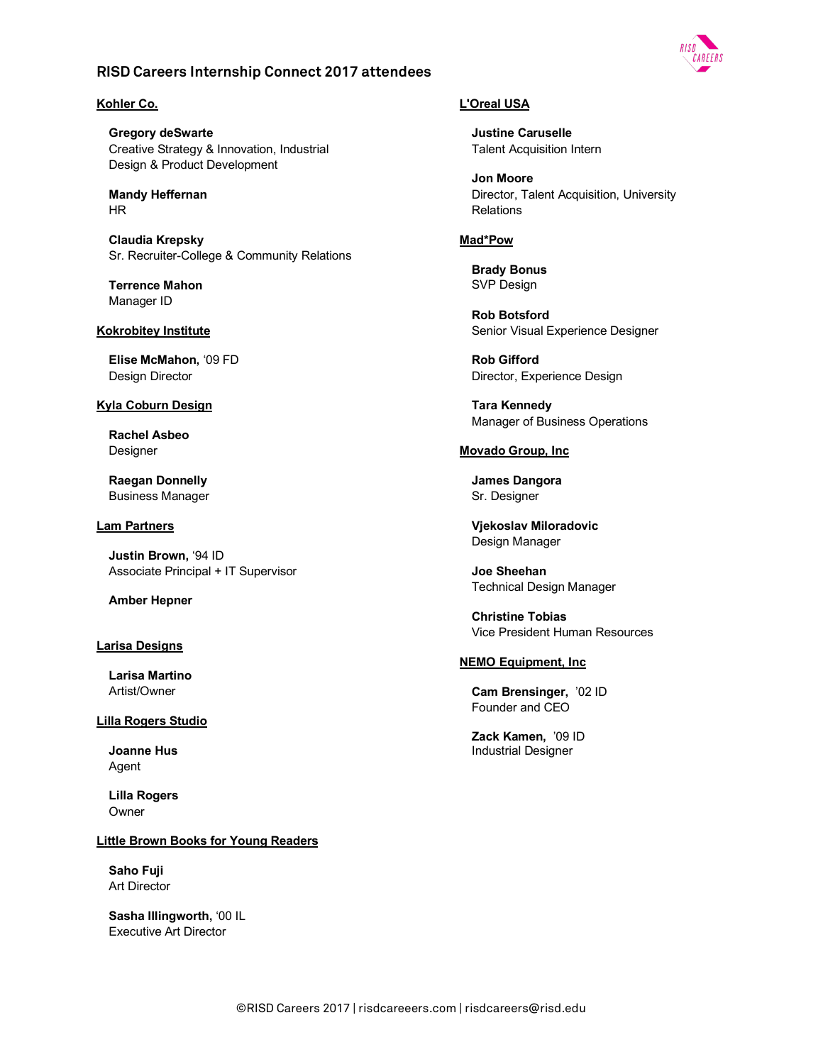## RISD Careers Internship Connect 2017 attendees

### Kohler Co.

**Gregory deSwarte**
Creative Strategy & Innovation, Industrial Design & Product Development

**Mandy Heffernan**
HR

**Claudia Krepsky**
Sr. Recruiter-College & Community Relations

**Terrence Mahon**
Manager ID

### Kokrobitey Institute

**Elise McMahon,** '09 FD
Design Director

### Kyla Coburn Design

**Rachel Asbeo**
Designer

**Raegan Donnelly**
Business Manager

### Lam Partners

**Justin Brown,** '94 ID
Associate Principal + IT Supervisor

**Amber Hepner**

### Larisa Designs

**Larisa Martino**
Artist/Owner

### Lilla Rogers Studio

**Joanne Hus**
Agent

**Lilla Rogers**
Owner

### Little Brown Books for Young Readers

**Saho Fuji**
Art Director

**Sasha Illingworth,** '00 IL
Executive Art Director

### L'Oreal USA

**Justine Caruselle**
Talent Acquisition Intern

**Jon Moore**
Director, Talent Acquisition, University Relations

### Mad*Pow

**Brady Bonus**
SVP Design

**Rob Botsford**
Senior Visual Experience Designer

**Rob Gifford**
Director, Experience Design

**Tara Kennedy**
Manager of Business Operations

### Movado Group, Inc

**James Dangora**
Sr. Designer

**Vjekoslav Miloradovic**
Design Manager

**Joe Sheehan**
Technical Design Manager

**Christine Tobias**
Vice President Human Resources

### NEMO Equipment, Inc

**Cam Brensinger,** '02 ID
Founder and CEO

**Zack Kamen,** '09 ID
Industrial Designer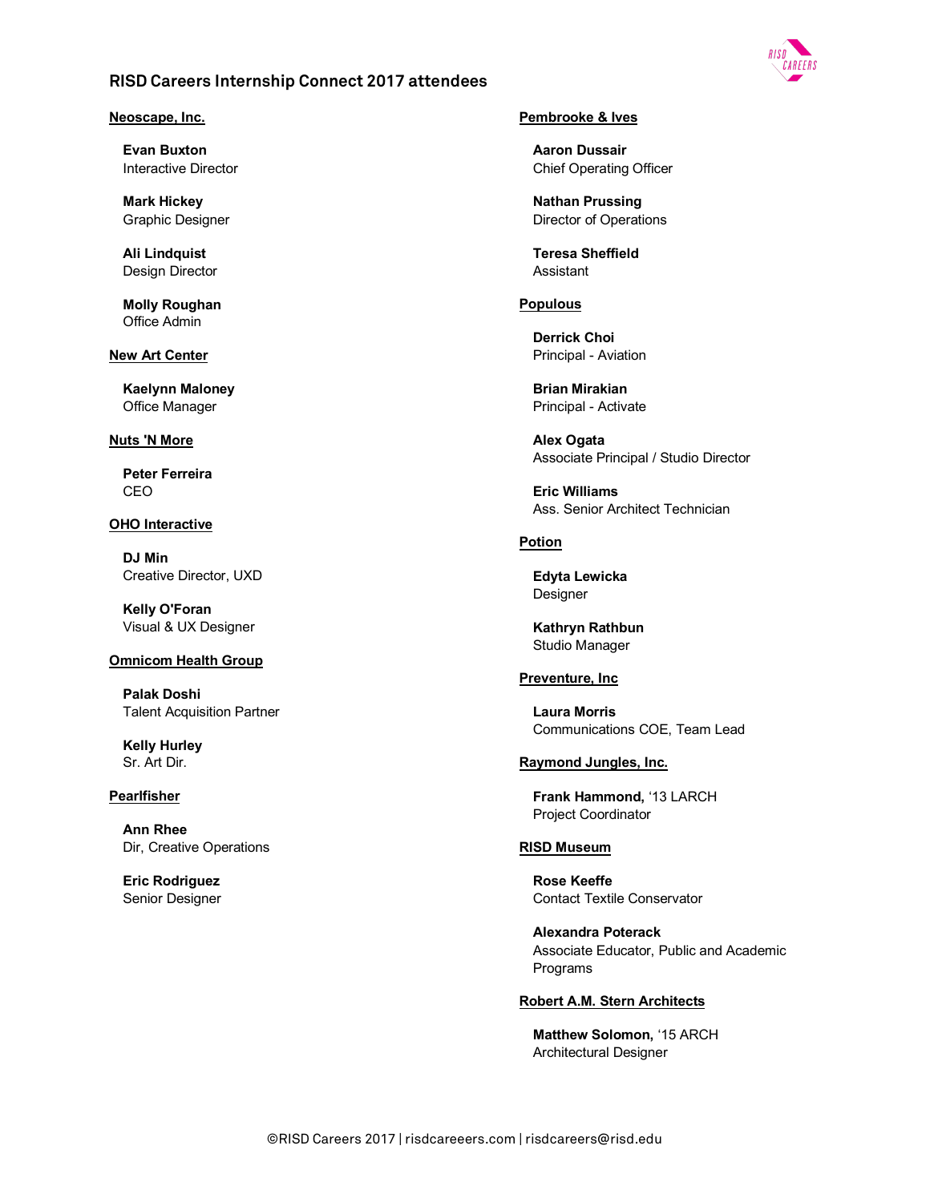## RISD Careers Internship Connect 2017 attendees

**Neoscape, Inc.**

**Evan Buxton**
Interactive Director

**Mark Hickey**
Graphic Designer

**Ali Lindquist**
Design Director

**Molly Roughan**
Office Admin

**New Art Center**

**Kaelynn Maloney**
Office Manager

**Nuts 'N More**

**Peter Ferreira**
CEO

**OHO Interactive**

**DJ Min**
Creative Director, UXD

**Kelly O'Foran**
Visual & UX Designer

**Omnicom Health Group**

**Palak Doshi**
Talent Acquisition Partner

**Kelly Hurley**
Sr. Art Dir.

**Pearlfisher**

**Ann Rhee**
Dir, Creative Operations

**Eric Rodriguez**
Senior Designer

**Pembrooke & Ives**

**Aaron Dussair**
Chief Operating Officer

**Nathan Prussing**
Director of Operations

**Teresa Sheffield**
Assistant

**Populous**

**Derrick Choi**
Principal - Aviation

**Brian Mirakian**
Principal - Activate

**Alex Ogata**
Associate Principal / Studio Director

**Eric Williams**
Ass. Senior Architect Technician

**Potion**

**Edyta Lewicka**
Designer

**Kathryn Rathbun**
Studio Manager

**Preventure, Inc**

**Laura Morris**
Communications COE, Team Lead

**Raymond Jungles, Inc.**

**Frank Hammond,** '13 LARCH
Project Coordinator

**RISD Museum**

**Rose Keeffe**
Contact Textile Conservator

**Alexandra Poterack**
Associate Educator, Public and Academic Programs

**Robert A.M. Stern Architects**

**Matthew Solomon,** '15 ARCH
Architectural Designer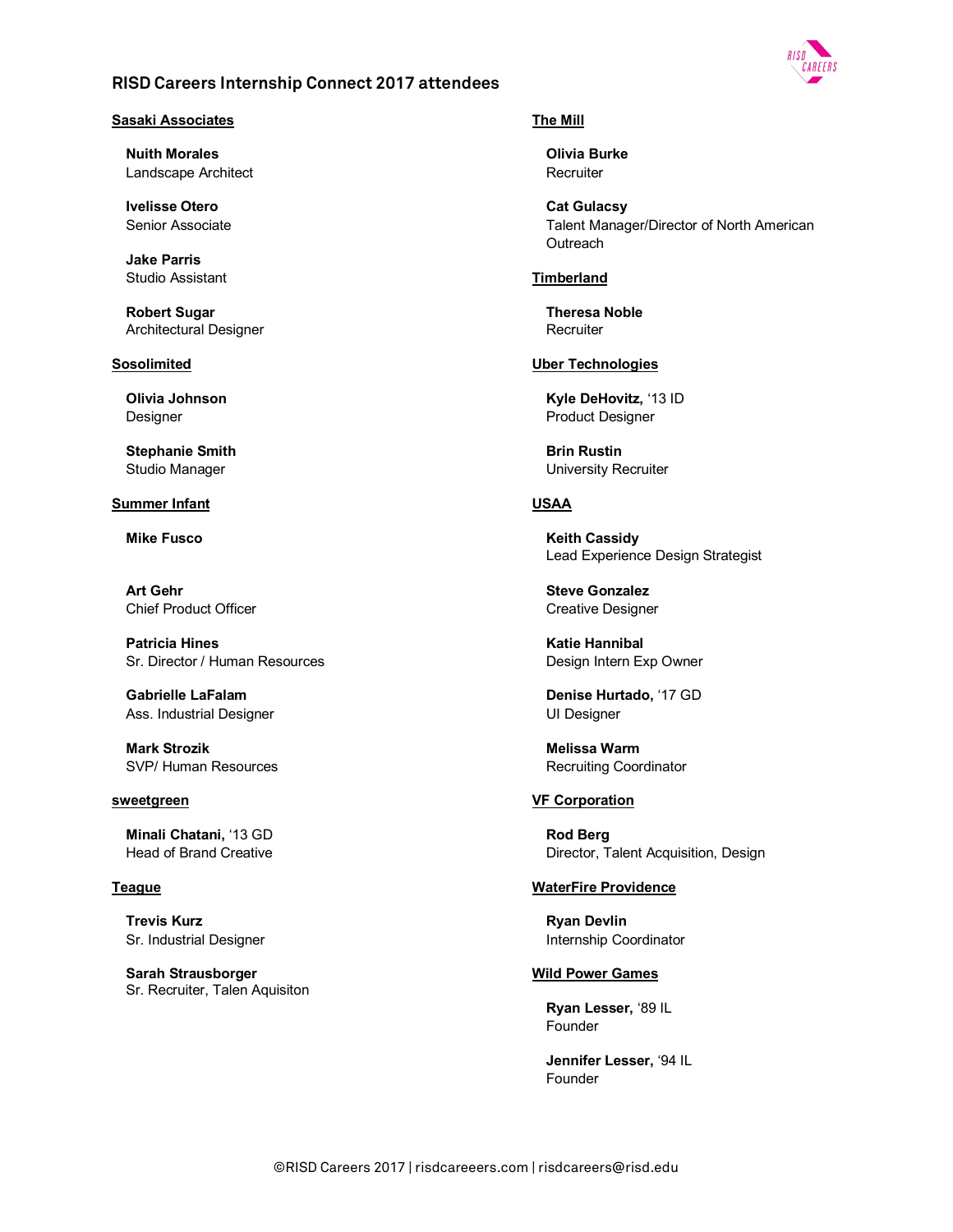# RISD Careers Internship Connect 2017 attendees

**Sasaki Associates**

**Nuith Morales**
Landscape Architect

**Ivelisse Otero**
Senior Associate

**Jake Parris**
Studio Assistant

**Robert Sugar**
Architectural Designer

**Sosolimited**

**Olivia Johnson**
Designer

**Stephanie Smith**
Studio Manager

**Summer Infant**

**Mike Fusco**

**Art Gehr**
Chief Product Officer

**Patricia Hines**
Sr. Director / Human Resources

**Gabrielle LaFalam**
Ass. Industrial Designer

**Mark Strozik**
SVP/ Human Resources

**sweetgreen**

**Minali Chatani,** '13 GD
Head of Brand Creative

**Teague**

**Trevis Kurz**
Sr. Industrial Designer

**Sarah Strausborger**
Sr. Recruiter, Talen Aquisiton

**The Mill**

**Olivia Burke**
Recruiter

**Cat Gulacsy**
Talent Manager/Director of North American Outreach

**Timberland**

**Theresa Noble**
Recruiter

**Uber Technologies**

**Kyle DeHovitz,** '13 ID
Product Designer

**Brin Rustin**
University Recruiter

**USAA**

**Keith Cassidy**
Lead Experience Design Strategist

**Steve Gonzalez**
Creative Designer

**Katie Hannibal**
Design Intern Exp Owner

**Denise Hurtado,** '17 GD
UI Designer

**Melissa Warm**
Recruiting Coordinator

**VF Corporation**

**Rod Berg**
Director, Talent Acquisition, Design

**WaterFire Providence**

**Ryan Devlin**
Internship Coordinator

**Wild Power Games**

**Ryan Lesser,** '89 IL
Founder

**Jennifer Lesser,** '94 IL
Founder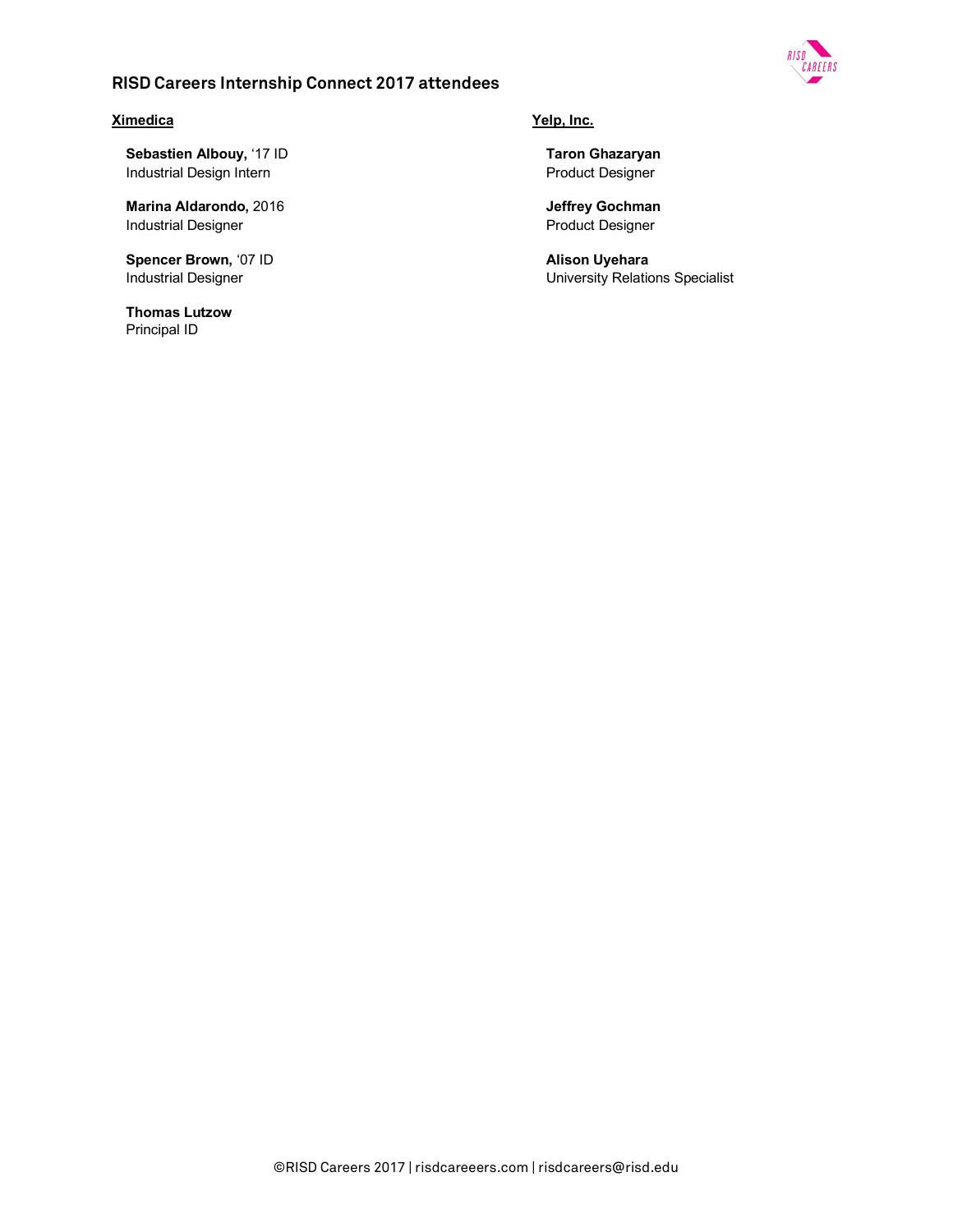## RISD Careers Internship Connect 2017 attendees

**Ximedica**

**Sebastien Albouy,** '17 ID
Industrial Design Intern

**Marina Aldarondo,** 2016
Industrial Designer

**Spencer Brown,** '07 ID
Industrial Designer

**Thomas Lutzow**
Principal ID

**Yelp, Inc.**

**Taron Ghazaryan**
Product Designer

**Jeffrey Gochman**
Product Designer

**Alison Uyehara**
University Relations Specialist